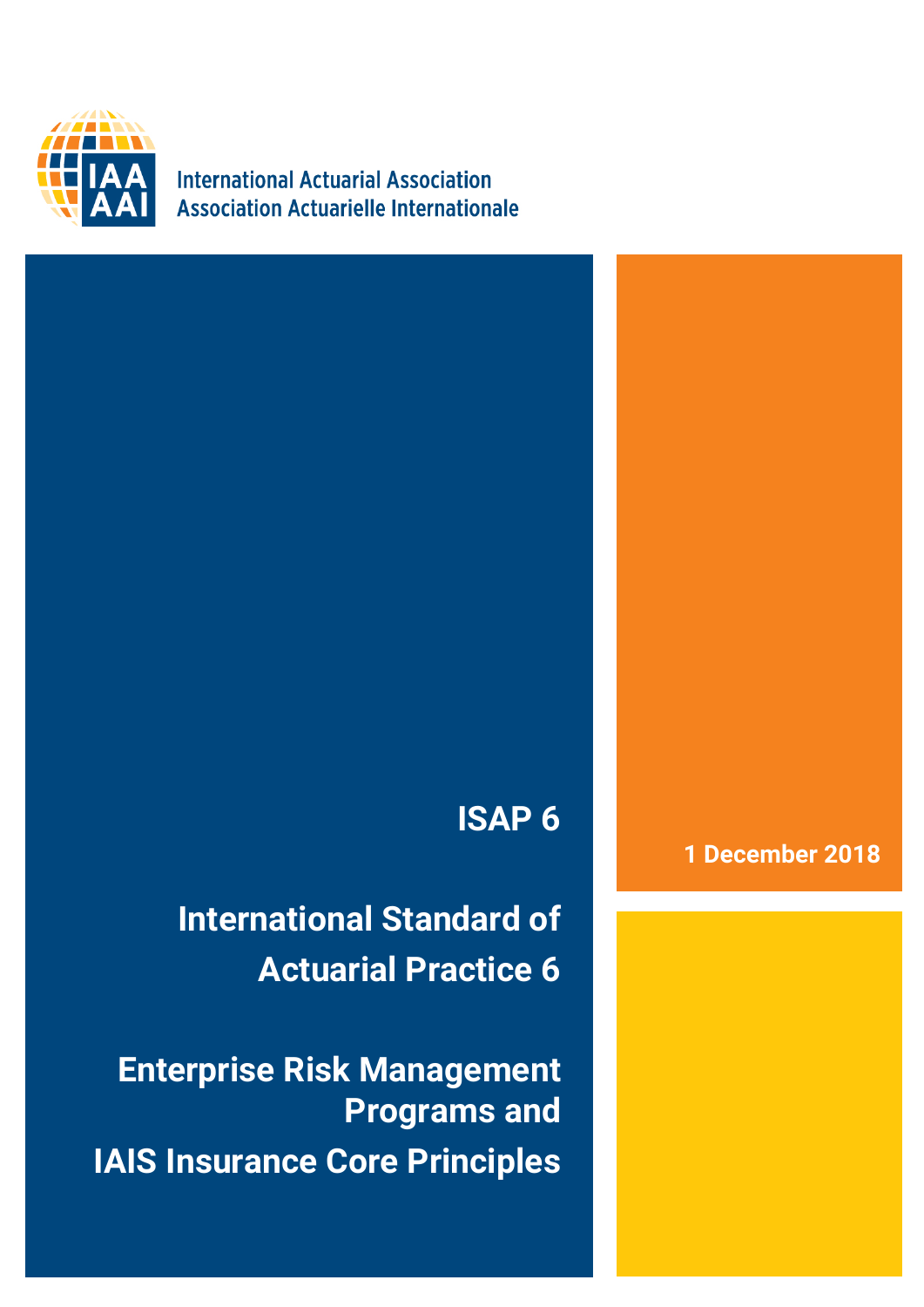International Actuarial Association
Association Actuarielle Internationale

# ISAP 6

# International Standard of Actuarial Practice 6

# Enterprise Risk Management Programs and IAIS Insurance Core Principles

1 December 2018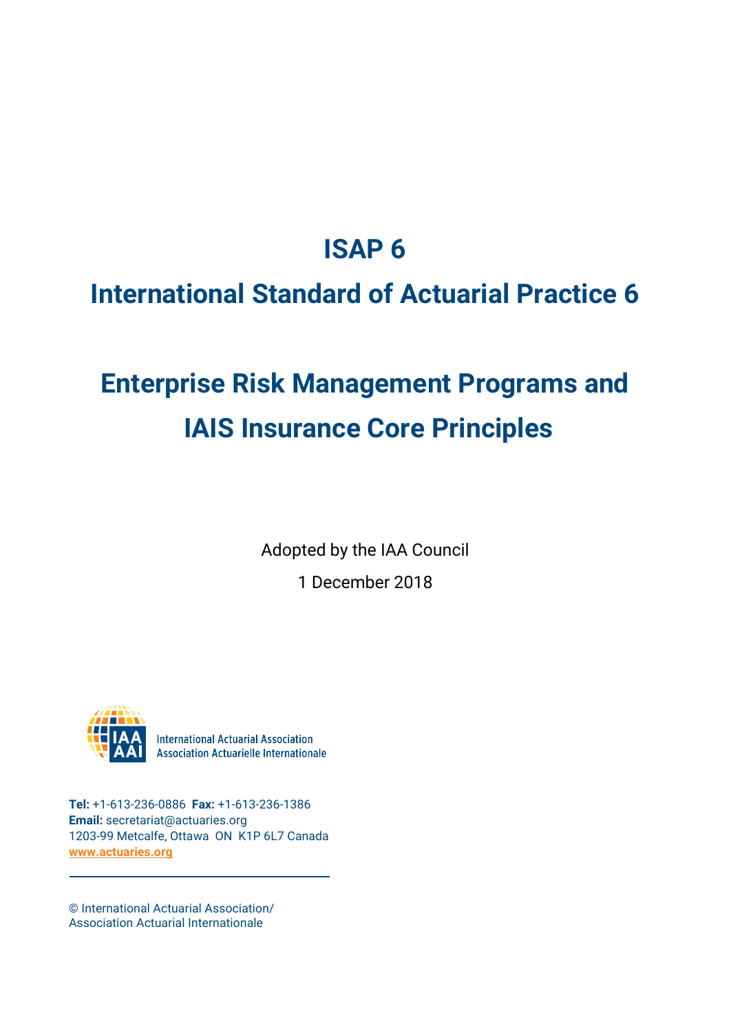# ISAP 6

# International Standard of Actuarial Practice 6

## Enterprise Risk Management Programs and IAIS Insurance Core Principles

Adopted by the IAA Council

1 December 2018

International Actuarial Association
Association Actuarielle Internationale

**Tel:** +1-613-236-0886 **Fax:** +1-613-236-1386
**Email:** secretariat@actuaries.org
1203-99 Metcalfe, Ottawa ON K1P 6L7 Canada
www.actuaries.org

© International Actuarial Association/
Association Actuarial Internationale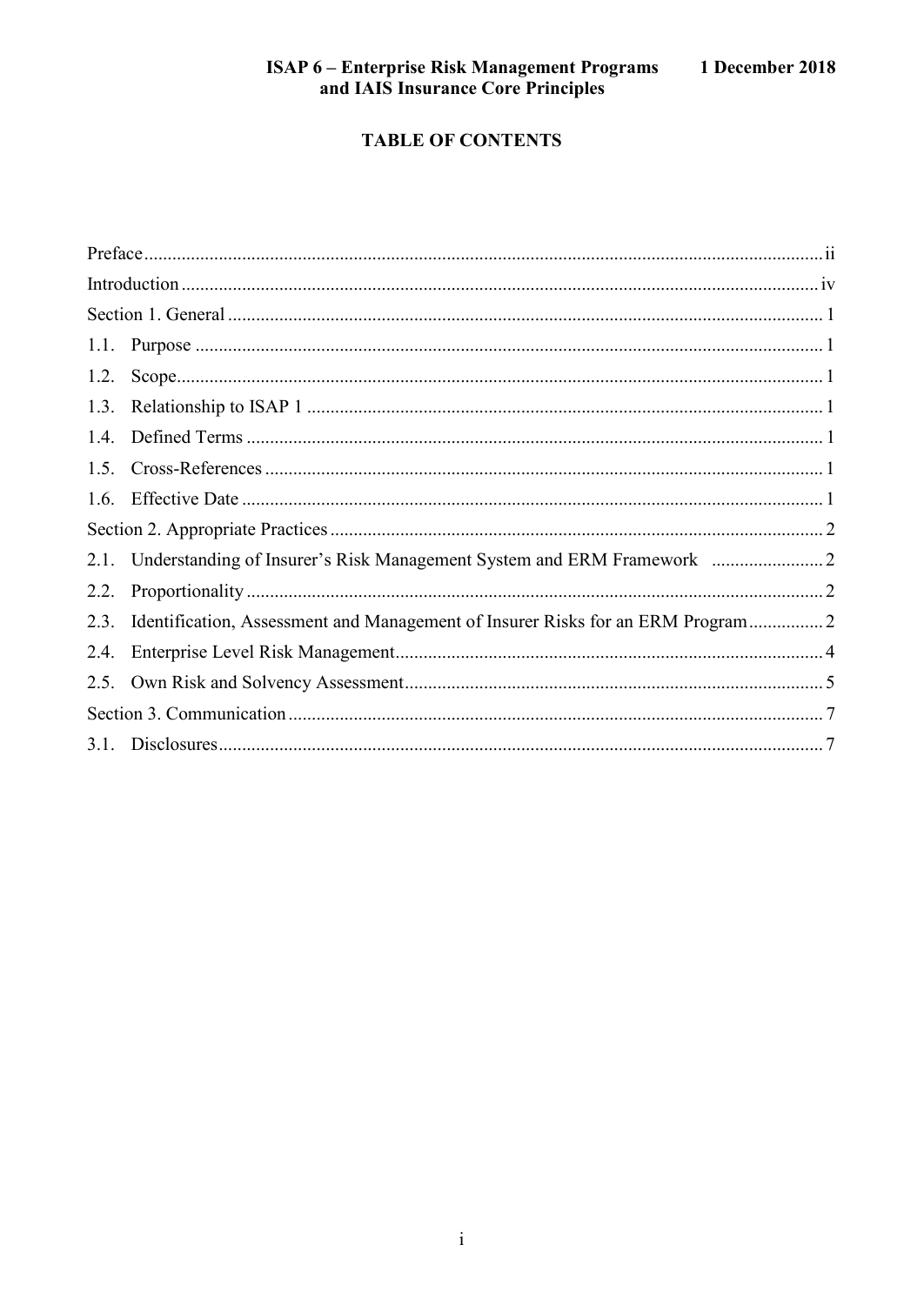## TABLE OF CONTENTS

Preface ........................................................................................................................................ ii

Introduction ................................................................................................................................. iv

Section 1. General ......................................................................................................................... 1

1.1. Purpose ................................................................................................................................. 1

1.2. Scope ..................................................................................................................................... 1

1.3. Relationship to ISAP 1 ......................................................................................................... 1

1.4. Defined Terms ...................................................................................................................... 1

1.5. Cross-References .................................................................................................................. 1

1.6. Effective Date ....................................................................................................................... 1

Section 2. Appropriate Practices .................................................................................................... 2

2.1. Understanding of Insurer's Risk Management System and ERM Framework ........................ 2

2.2. Proportionality ...................................................................................................................... 2

2.3. Identification, Assessment and Management of Insurer Risks for an ERM Program ................ 2

2.4. Enterprise Level Risk Management ...................................................................................... 4

2.5. Own Risk and Solvency Assessment .................................................................................... 5

Section 3. Communication .............................................................................................................. 7

3.1. Disclosures ............................................................................................................................ 7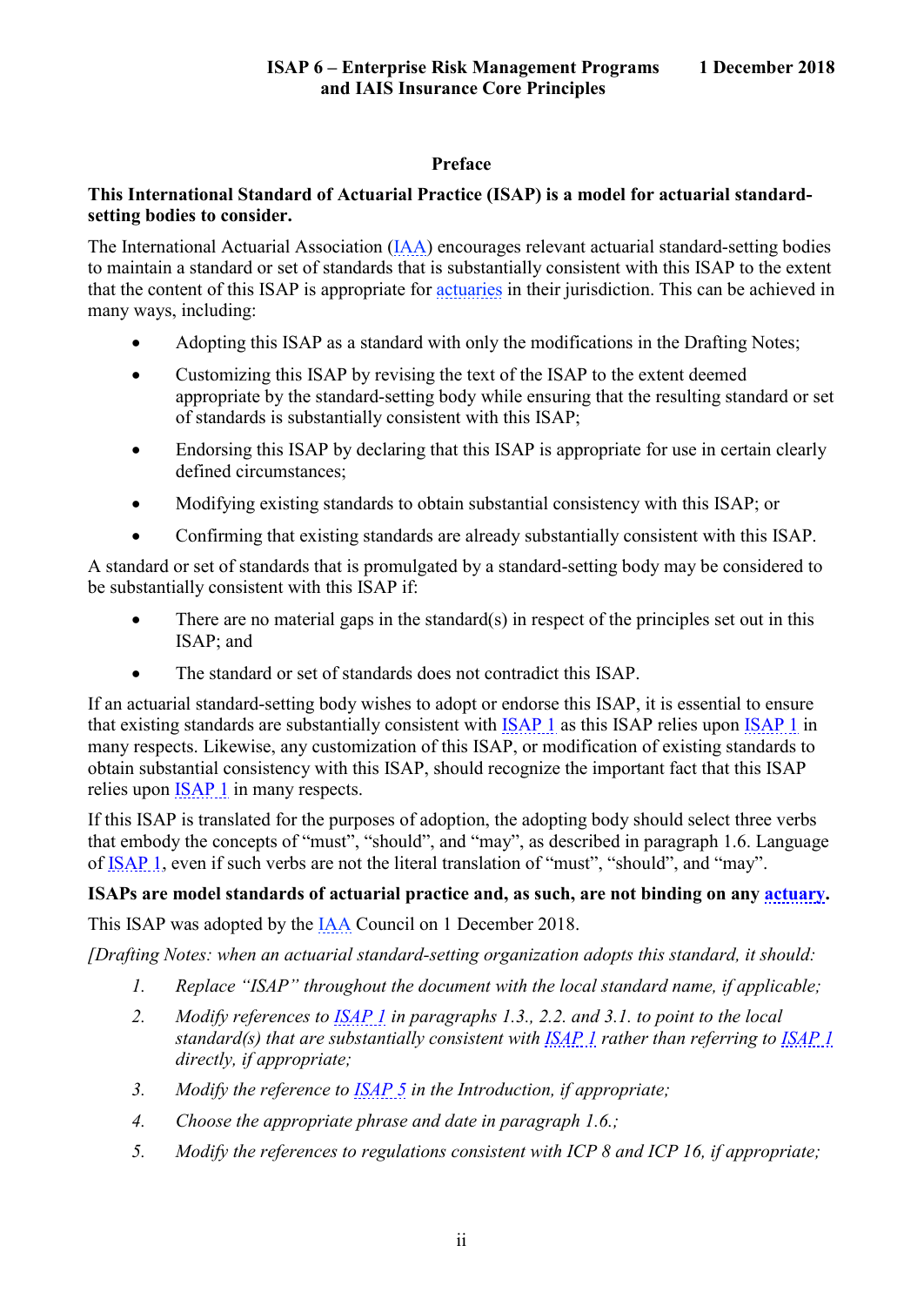## Preface

**This International Standard of Actuarial Practice (ISAP) is a model for actuarial standard-setting bodies to consider.**

The International Actuarial Association (IAA) encourages relevant actuarial standard-setting bodies to maintain a standard or set of standards that is substantially consistent with this ISAP to the extent that the content of this ISAP is appropriate for actuaries in their jurisdiction. This can be achieved in many ways, including:

- Adopting this ISAP as a standard with only the modifications in the Drafting Notes;
- Customizing this ISAP by revising the text of the ISAP to the extent deemed appropriate by the standard-setting body while ensuring that the resulting standard or set of standards is substantially consistent with this ISAP;
- Endorsing this ISAP by declaring that this ISAP is appropriate for use in certain clearly defined circumstances;
- Modifying existing standards to obtain substantial consistency with this ISAP; or
- Confirming that existing standards are already substantially consistent with this ISAP.

A standard or set of standards that is promulgated by a standard-setting body may be considered to be substantially consistent with this ISAP if:

- There are no material gaps in the standard(s) in respect of the principles set out in this ISAP; and
- The standard or set of standards does not contradict this ISAP.

If an actuarial standard-setting body wishes to adopt or endorse this ISAP, it is essential to ensure that existing standards are substantially consistent with ISAP 1 as this ISAP relies upon ISAP 1 in many respects. Likewise, any customization of this ISAP, or modification of existing standards to obtain substantial consistency with this ISAP, should recognize the important fact that this ISAP relies upon ISAP 1 in many respects.

If this ISAP is translated for the purposes of adoption, the adopting body should select three verbs that embody the concepts of "must", "should", and "may", as described in paragraph 1.6. Language of ISAP 1, even if such verbs are not the literal translation of "must", "should", and "may".

**ISAPs are model standards of actuarial practice and, as such, are not binding on any actuary.**

This ISAP was adopted by the IAA Council on 1 December 2018.

*[Drafting Notes: when an actuarial standard-setting organization adopts this standard, it should:*

1. *Replace "ISAP" throughout the document with the local standard name, if applicable;*
2. *Modify references to ISAP 1 in paragraphs 1.3., 2.2. and 3.1. to point to the local standard(s) that are substantially consistent with ISAP 1 rather than referring to ISAP 1 directly, if appropriate;*
3. *Modify the reference to ISAP 5 in the Introduction, if appropriate;*
4. *Choose the appropriate phrase and date in paragraph 1.6.;*
5. *Modify the references to regulations consistent with ICP 8 and ICP 16, if appropriate;*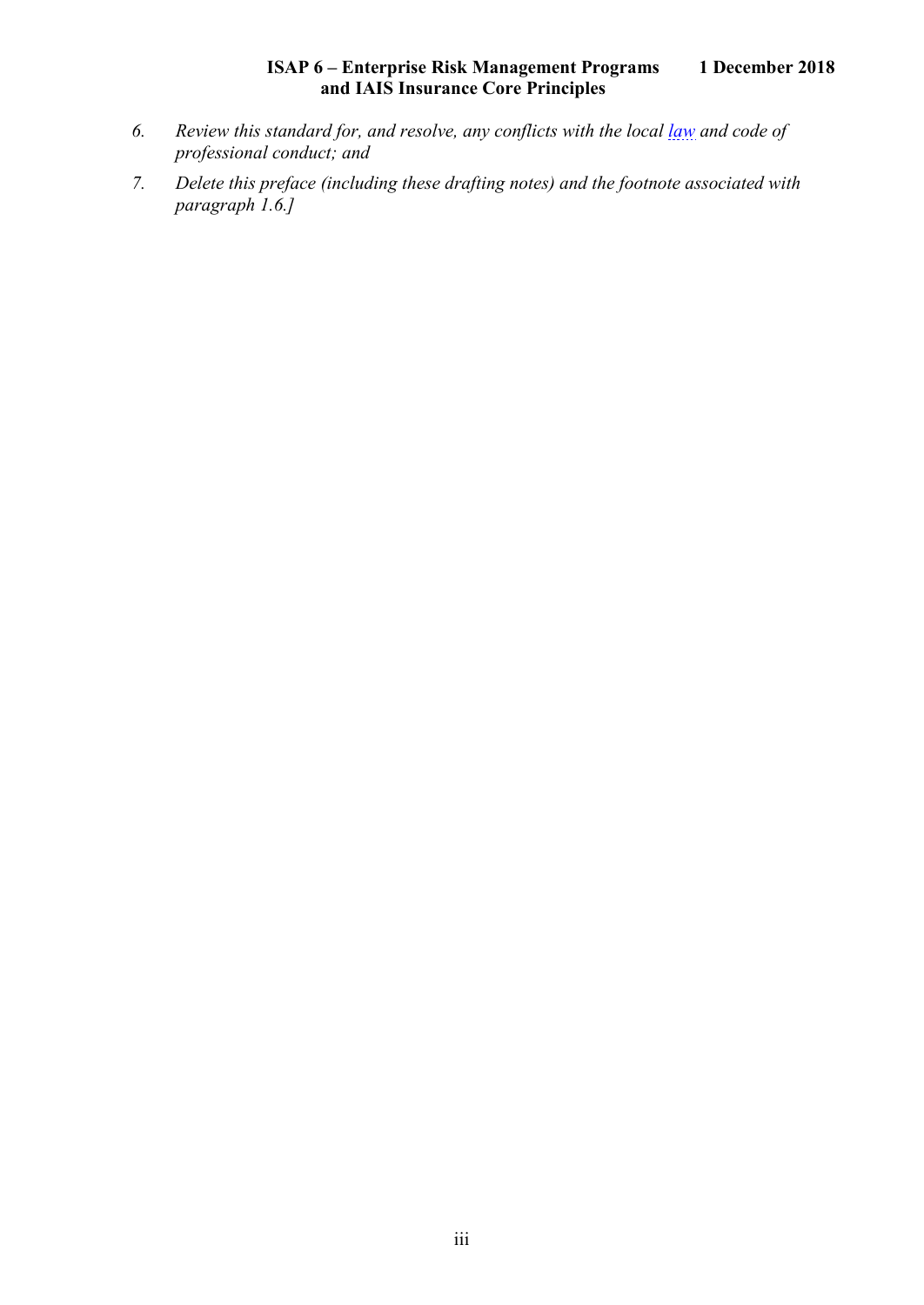6. *Review this standard for, and resolve, any conflicts with the local law and code of professional conduct; and*

7. *Delete this preface (including these drafting notes) and the footnote associated with paragraph 1.6.]*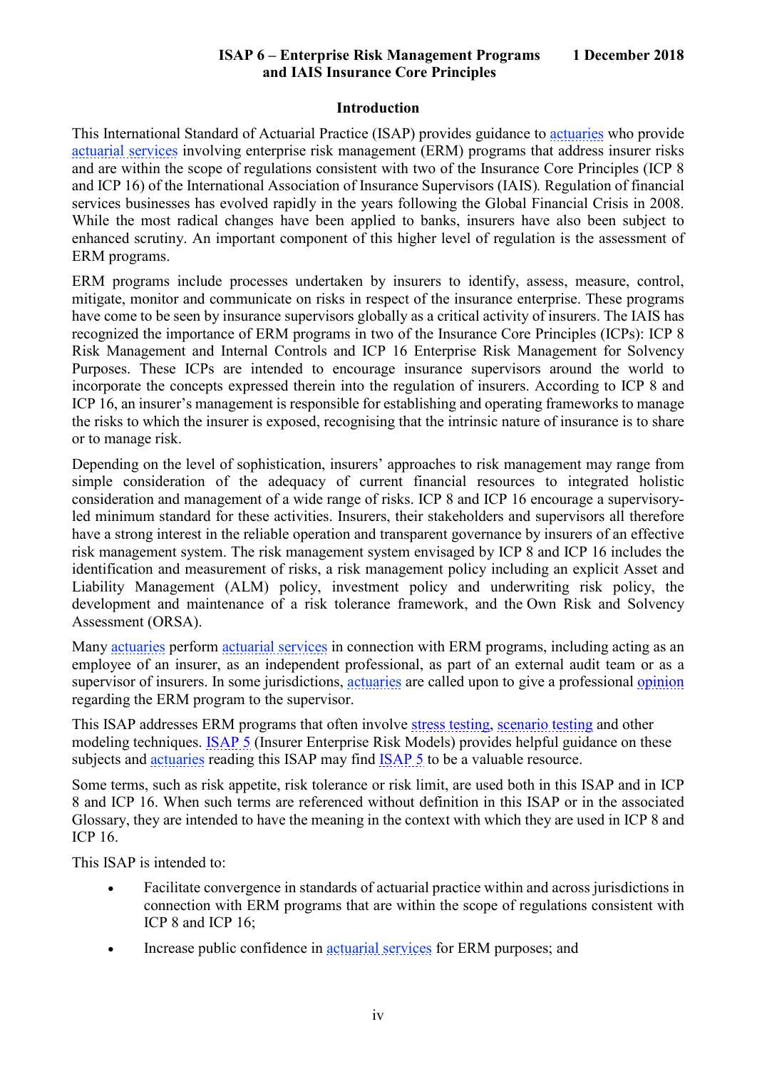## Introduction

This International Standard of Actuarial Practice (ISAP) provides guidance to actuaries who provide actuarial services involving enterprise risk management (ERM) programs that address insurer risks and are within the scope of regulations consistent with two of the Insurance Core Principles (ICP 8 and ICP 16) of the International Association of Insurance Supervisors (IAIS). Regulation of financial services businesses has evolved rapidly in the years following the Global Financial Crisis in 2008. While the most radical changes have been applied to banks, insurers have also been subject to enhanced scrutiny. An important component of this higher level of regulation is the assessment of ERM programs.

ERM programs include processes undertaken by insurers to identify, assess, measure, control, mitigate, monitor and communicate on risks in respect of the insurance enterprise. These programs have come to be seen by insurance supervisors globally as a critical activity of insurers. The IAIS has recognized the importance of ERM programs in two of the Insurance Core Principles (ICPs): ICP 8 Risk Management and Internal Controls and ICP 16 Enterprise Risk Management for Solvency Purposes. These ICPs are intended to encourage insurance supervisors around the world to incorporate the concepts expressed therein into the regulation of insurers. According to ICP 8 and ICP 16, an insurer's management is responsible for establishing and operating frameworks to manage the risks to which the insurer is exposed, recognising that the intrinsic nature of insurance is to share or to manage risk.

Depending on the level of sophistication, insurers' approaches to risk management may range from simple consideration of the adequacy of current financial resources to integrated holistic consideration and management of a wide range of risks. ICP 8 and ICP 16 encourage a supervisory-led minimum standard for these activities. Insurers, their stakeholders and supervisors all therefore have a strong interest in the reliable operation and transparent governance by insurers of an effective risk management system. The risk management system envisaged by ICP 8 and ICP 16 includes the identification and measurement of risks, a risk management policy including an explicit Asset and Liability Management (ALM) policy, investment policy and underwriting risk policy, the development and maintenance of a risk tolerance framework, and the Own Risk and Solvency Assessment (ORSA).

Many actuaries perform actuarial services in connection with ERM programs, including acting as an employee of an insurer, as an independent professional, as part of an external audit team or as a supervisor of insurers. In some jurisdictions, actuaries are called upon to give a professional opinion regarding the ERM program to the supervisor.

This ISAP addresses ERM programs that often involve stress testing, scenario testing and other modeling techniques. ISAP 5 (Insurer Enterprise Risk Models) provides helpful guidance on these subjects and actuaries reading this ISAP may find ISAP 5 to be a valuable resource.

Some terms, such as risk appetite, risk tolerance or risk limit, are used both in this ISAP and in ICP 8 and ICP 16. When such terms are referenced without definition in this ISAP or in the associated Glossary, they are intended to have the meaning in the context with which they are used in ICP 8 and ICP 16.

This ISAP is intended to:

- Facilitate convergence in standards of actuarial practice within and across jurisdictions in connection with ERM programs that are within the scope of regulations consistent with ICP 8 and ICP 16;
- Increase public confidence in actuarial services for ERM purposes; and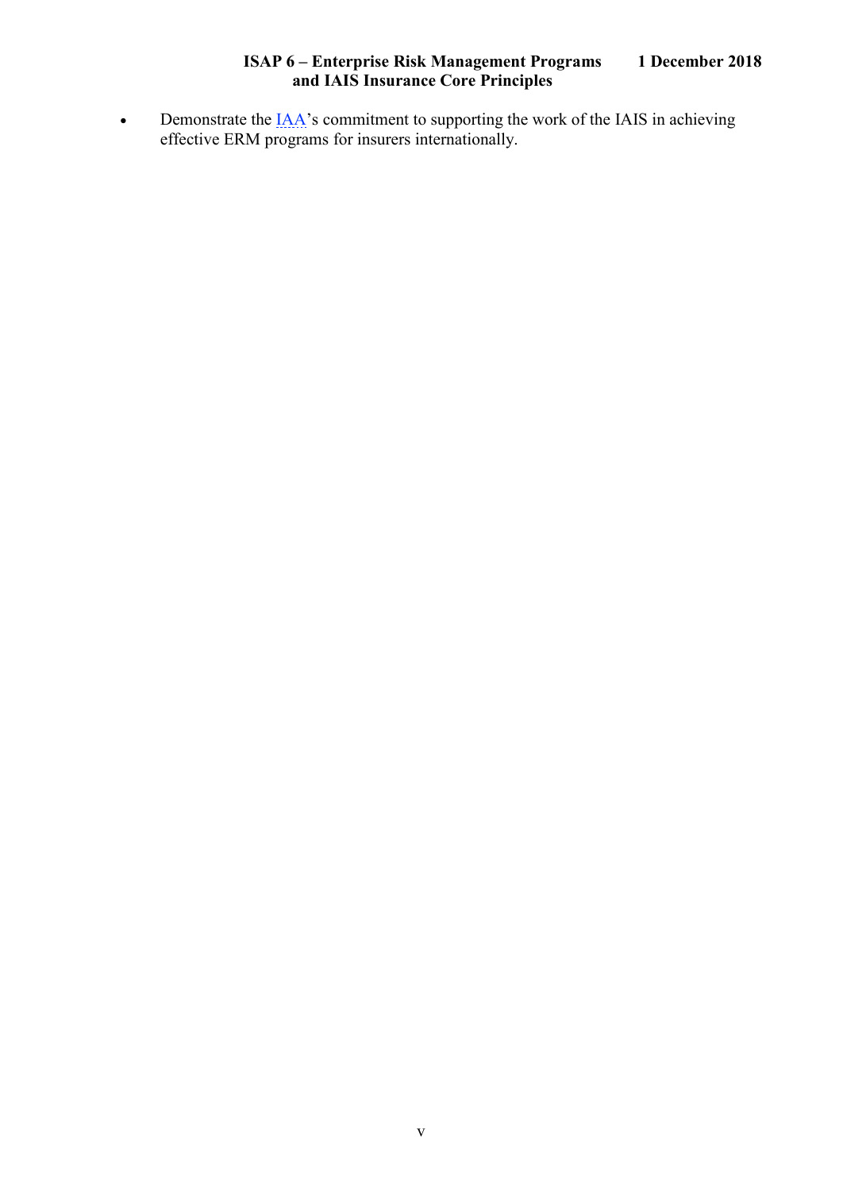- Demonstrate the IAA's commitment to supporting the work of the IAIS in achieving effective ERM programs for insurers internationally.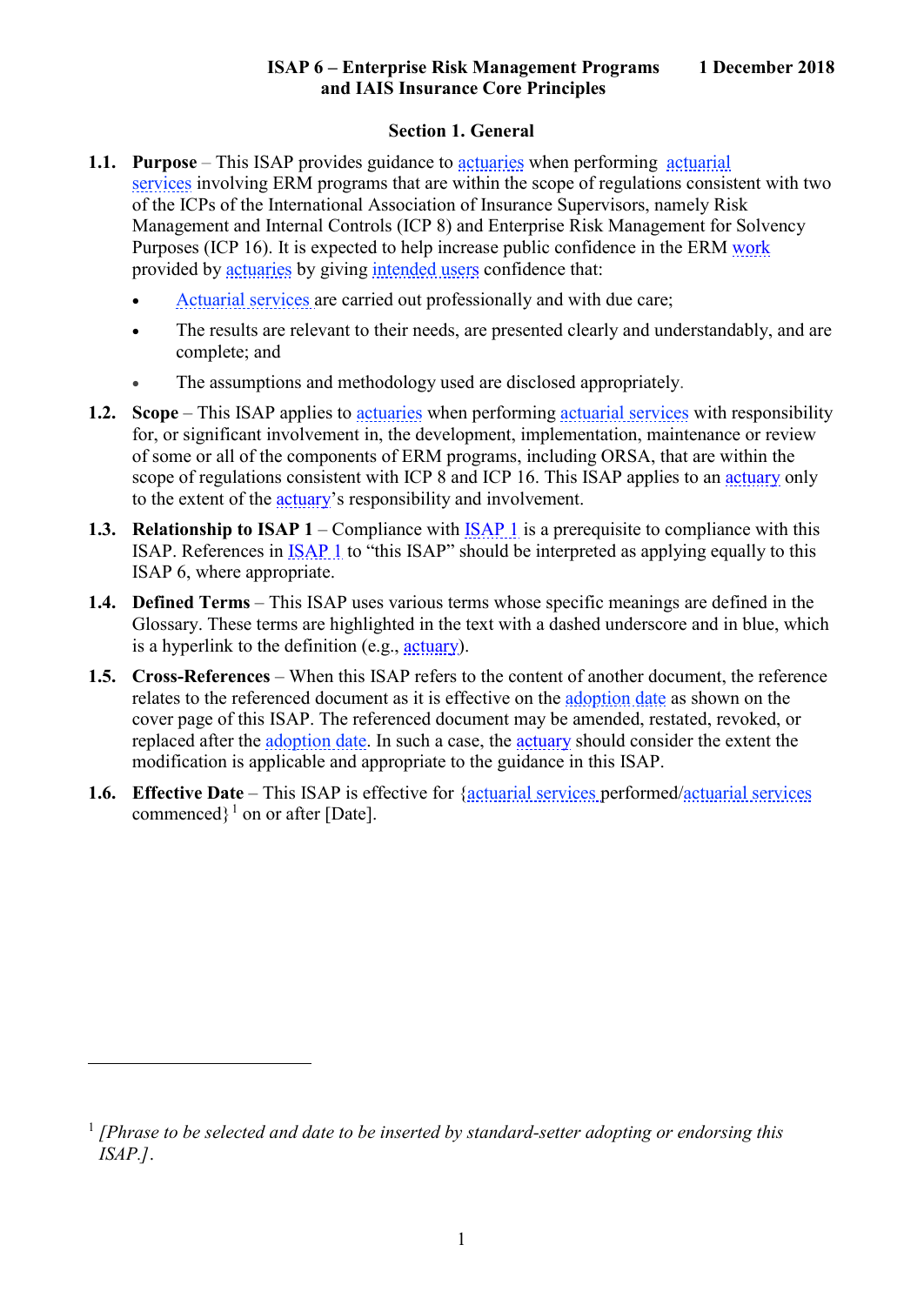**ISAP 6 – Enterprise Risk Management Programs and IAIS Insurance Core Principles** **1 December 2018**

## Section 1. General

**1.1. Purpose** – This ISAP provides guidance to actuaries when performing actuarial services involving ERM programs that are within the scope of regulations consistent with two of the ICPs of the International Association of Insurance Supervisors, namely Risk Management and Internal Controls (ICP 8) and Enterprise Risk Management for Solvency Purposes (ICP 16). It is expected to help increase public confidence in the ERM work provided by actuaries by giving intended users confidence that:

- Actuarial services are carried out professionally and with due care;
- The results are relevant to their needs, are presented clearly and understandably, and are complete; and
- The assumptions and methodology used are disclosed appropriately.

**1.2. Scope** – This ISAP applies to actuaries when performing actuarial services with responsibility for, or significant involvement in, the development, implementation, maintenance or review of some or all of the components of ERM programs, including ORSA, that are within the scope of regulations consistent with ICP 8 and ICP 16. This ISAP applies to an actuary only to the extent of the actuary's responsibility and involvement.

**1.3. Relationship to ISAP 1** – Compliance with ISAP 1 is a prerequisite to compliance with this ISAP. References in ISAP 1 to "this ISAP" should be interpreted as applying equally to this ISAP 6, where appropriate.

**1.4. Defined Terms** – This ISAP uses various terms whose specific meanings are defined in the Glossary. These terms are highlighted in the text with a dashed underscore and in blue, which is a hyperlink to the definition (e.g., actuary).

**1.5. Cross-References** – When this ISAP refers to the content of another document, the reference relates to the referenced document as it is effective on the adoption date as shown on the cover page of this ISAP. The referenced document may be amended, restated, revoked, or replaced after the adoption date. In such a case, the actuary should consider the extent the modification is applicable and appropriate to the guidance in this ISAP.

**1.6. Effective Date** – This ISAP is effective for {actuarial services performed/actuarial services commenced}[1] on or after [Date].

---

[1] *[Phrase to be selected and date to be inserted by standard-setter adopting or endorsing this ISAP.]*.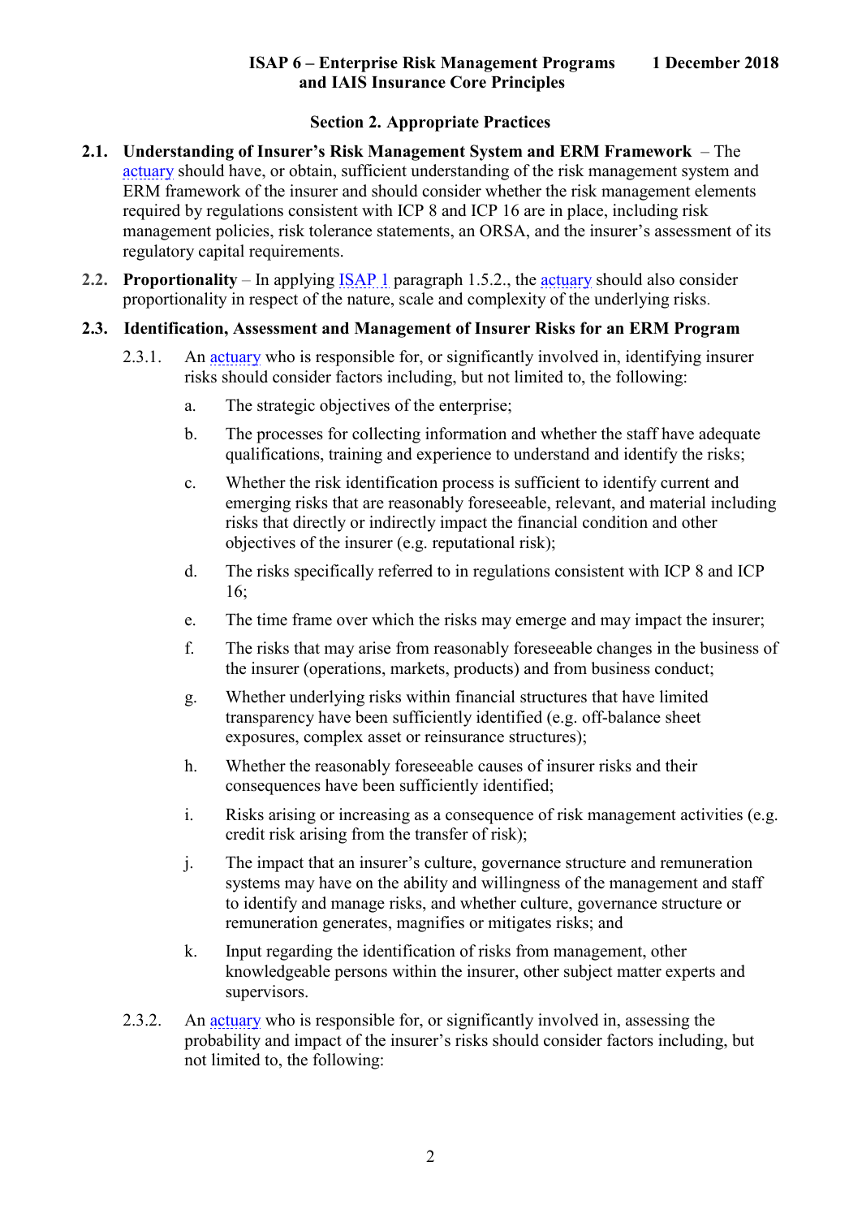## Section 2. Appropriate Practices

**2.1. Understanding of Insurer's Risk Management System and ERM Framework** – The actuary should have, or obtain, sufficient understanding of the risk management system and ERM framework of the insurer and should consider whether the risk management elements required by regulations consistent with ICP 8 and ICP 16 are in place, including risk management policies, risk tolerance statements, an ORSA, and the insurer's assessment of its regulatory capital requirements.

**2.2. Proportionality** – In applying ISAP 1 paragraph 1.5.2., the actuary should also consider proportionality in respect of the nature, scale and complexity of the underlying risks.

**2.3. Identification, Assessment and Management of Insurer Risks for an ERM Program**

2.3.1. An actuary who is responsible for, or significantly involved in, identifying insurer risks should consider factors including, but not limited to, the following:

a. The strategic objectives of the enterprise;

b. The processes for collecting information and whether the staff have adequate qualifications, training and experience to understand and identify the risks;

c. Whether the risk identification process is sufficient to identify current and emerging risks that are reasonably foreseeable, relevant, and material including risks that directly or indirectly impact the financial condition and other objectives of the insurer (e.g. reputational risk);

d. The risks specifically referred to in regulations consistent with ICP 8 and ICP 16;

e. The time frame over which the risks may emerge and may impact the insurer;

f. The risks that may arise from reasonably foreseeable changes in the business of the insurer (operations, markets, products) and from business conduct;

g. Whether underlying risks within financial structures that have limited transparency have been sufficiently identified (e.g. off-balance sheet exposures, complex asset or reinsurance structures);

h. Whether the reasonably foreseeable causes of insurer risks and their consequences have been sufficiently identified;

i. Risks arising or increasing as a consequence of risk management activities (e.g. credit risk arising from the transfer of risk);

j. The impact that an insurer's culture, governance structure and remuneration systems may have on the ability and willingness of the management and staff to identify and manage risks, and whether culture, governance structure or remuneration generates, magnifies or mitigates risks; and

k. Input regarding the identification of risks from management, other knowledgeable persons within the insurer, other subject matter experts and supervisors.

2.3.2. An actuary who is responsible for, or significantly involved in, assessing the probability and impact of the insurer's risks should consider factors including, but not limited to, the following: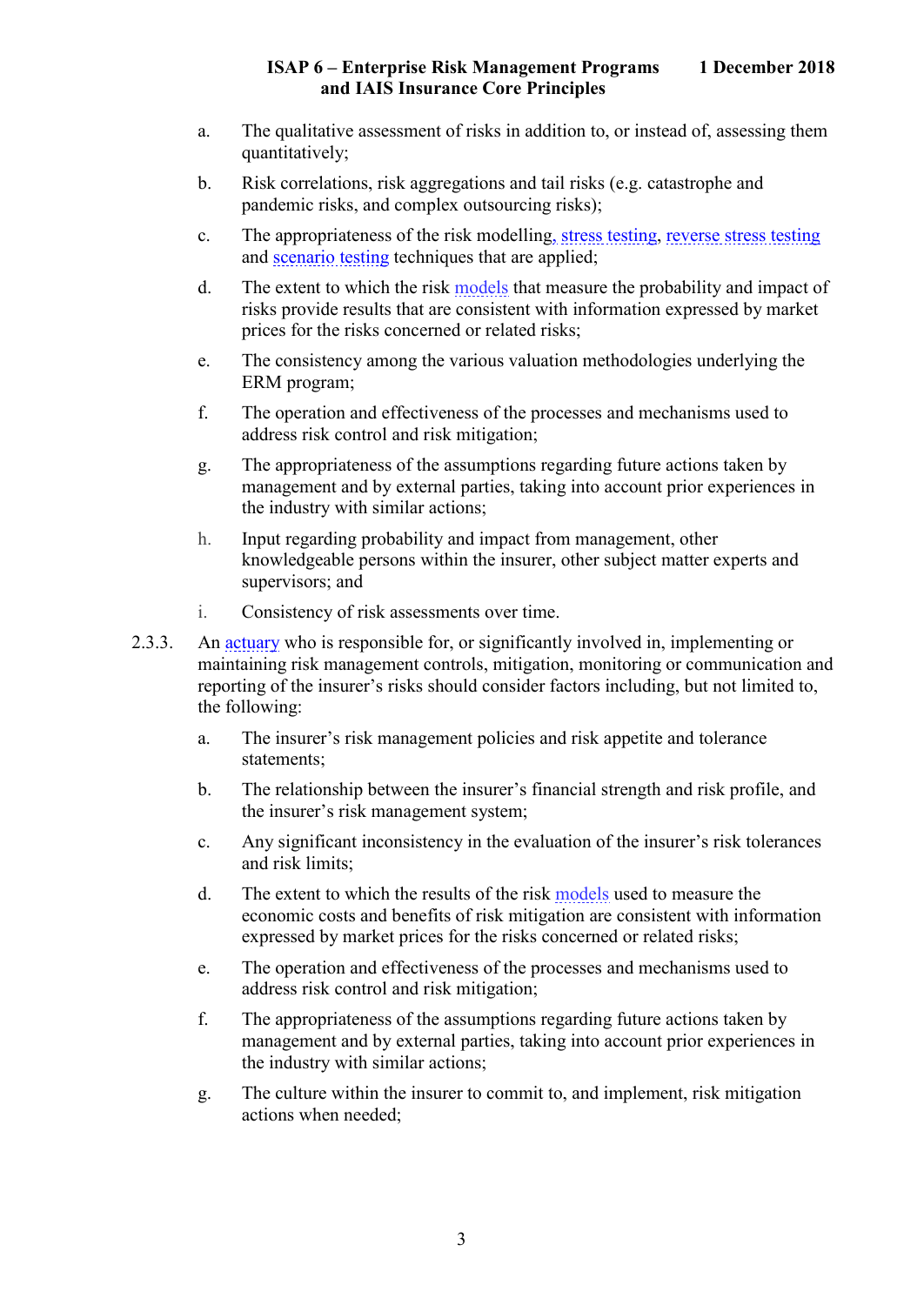a. The qualitative assessment of risks in addition to, or instead of, assessing them quantitatively;

b. Risk correlations, risk aggregations and tail risks (e.g. catastrophe and pandemic risks, and complex outsourcing risks);

c. The appropriateness of the risk modelling, stress testing, reverse stress testing and scenario testing techniques that are applied;

d. The extent to which the risk models that measure the probability and impact of risks provide results that are consistent with information expressed by market prices for the risks concerned or related risks;

e. The consistency among the various valuation methodologies underlying the ERM program;

f. The operation and effectiveness of the processes and mechanisms used to address risk control and risk mitigation;

g. The appropriateness of the assumptions regarding future actions taken by management and by external parties, taking into account prior experiences in the industry with similar actions;

h. Input regarding probability and impact from management, other knowledgeable persons within the insurer, other subject matter experts and supervisors; and

i. Consistency of risk assessments over time.

2.3.3. An actuary who is responsible for, or significantly involved in, implementing or maintaining risk management controls, mitigation, monitoring or communication and reporting of the insurer's risks should consider factors including, but not limited to, the following:

a. The insurer's risk management policies and risk appetite and tolerance statements;

b. The relationship between the insurer's financial strength and risk profile, and the insurer's risk management system;

c. Any significant inconsistency in the evaluation of the insurer's risk tolerances and risk limits;

d. The extent to which the results of the risk models used to measure the economic costs and benefits of risk mitigation are consistent with information expressed by market prices for the risks concerned or related risks;

e. The operation and effectiveness of the processes and mechanisms used to address risk control and risk mitigation;

f. The appropriateness of the assumptions regarding future actions taken by management and by external parties, taking into account prior experiences in the industry with similar actions;

g. The culture within the insurer to commit to, and implement, risk mitigation actions when needed;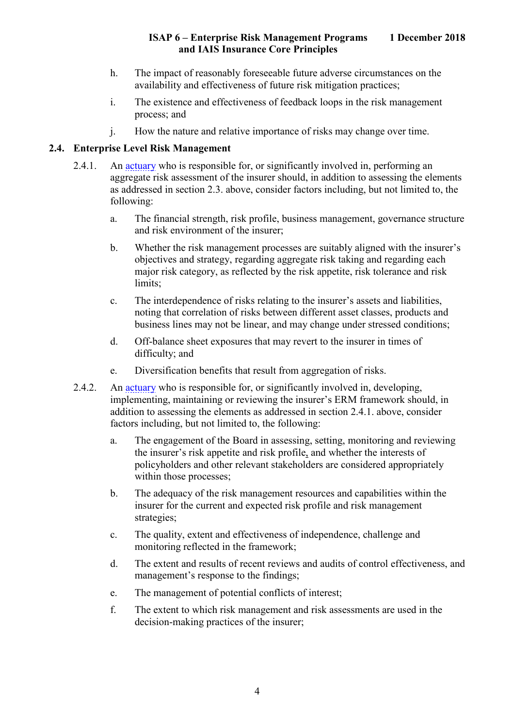h. The impact of reasonably foreseeable future adverse circumstances on the availability and effectiveness of future risk mitigation practices;

i. The existence and effectiveness of feedback loops in the risk management process; and

j. How the nature and relative importance of risks may change over time.

## 2.4. Enterprise Level Risk Management

2.4.1. An actuary who is responsible for, or significantly involved in, performing an aggregate risk assessment of the insurer should, in addition to assessing the elements as addressed in section 2.3. above, consider factors including, but not limited to, the following:

a. The financial strength, risk profile, business management, governance structure and risk environment of the insurer;

b. Whether the risk management processes are suitably aligned with the insurer's objectives and strategy, regarding aggregate risk taking and regarding each major risk category, as reflected by the risk appetite, risk tolerance and risk limits;

c. The interdependence of risks relating to the insurer's assets and liabilities, noting that correlation of risks between different asset classes, products and business lines may not be linear, and may change under stressed conditions;

d. Off-balance sheet exposures that may revert to the insurer in times of difficulty; and

e. Diversification benefits that result from aggregation of risks.

2.4.2. An actuary who is responsible for, or significantly involved in, developing, implementing, maintaining or reviewing the insurer's ERM framework should, in addition to assessing the elements as addressed in section 2.4.1. above, consider factors including, but not limited to, the following:

a. The engagement of the Board in assessing, setting, monitoring and reviewing the insurer's risk appetite and risk profile, and whether the interests of policyholders and other relevant stakeholders are considered appropriately within those processes;

b. The adequacy of the risk management resources and capabilities within the insurer for the current and expected risk profile and risk management strategies;

c. The quality, extent and effectiveness of independence, challenge and monitoring reflected in the framework;

d. The extent and results of recent reviews and audits of control effectiveness, and management's response to the findings;

e. The management of potential conflicts of interest;

f. The extent to which risk management and risk assessments are used in the decision-making practices of the insurer;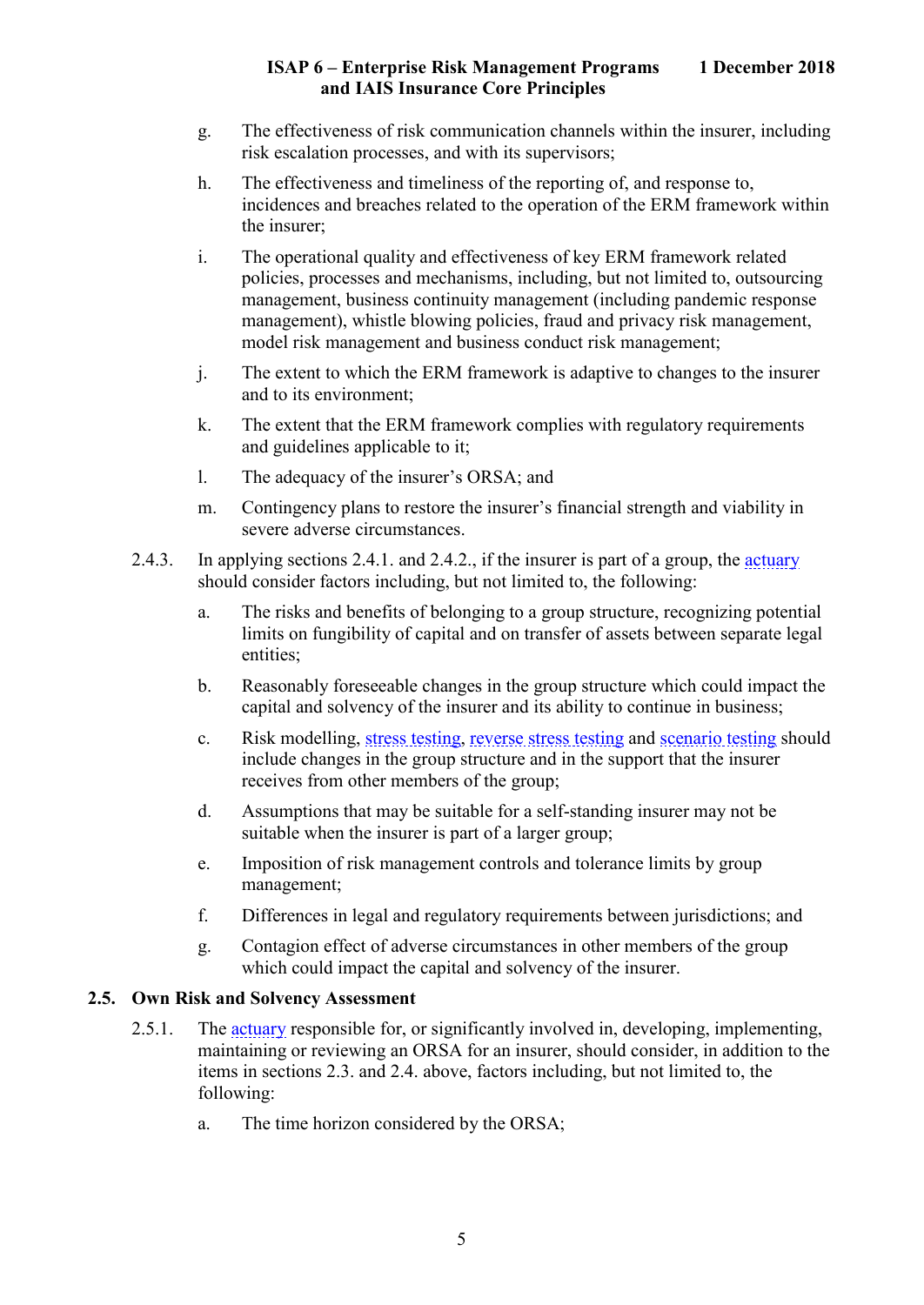g. The effectiveness of risk communication channels within the insurer, including risk escalation processes, and with its supervisors;

h. The effectiveness and timeliness of the reporting of, and response to, incidences and breaches related to the operation of the ERM framework within the insurer;

i. The operational quality and effectiveness of key ERM framework related policies, processes and mechanisms, including, but not limited to, outsourcing management, business continuity management (including pandemic response management), whistle blowing policies, fraud and privacy risk management, model risk management and business conduct risk management;

j. The extent to which the ERM framework is adaptive to changes to the insurer and to its environment;

k. The extent that the ERM framework complies with regulatory requirements and guidelines applicable to it;

l. The adequacy of the insurer's ORSA; and

m. Contingency plans to restore the insurer's financial strength and viability in severe adverse circumstances.

2.4.3. In applying sections 2.4.1. and 2.4.2., if the insurer is part of a group, the actuary should consider factors including, but not limited to, the following:

a. The risks and benefits of belonging to a group structure, recognizing potential limits on fungibility of capital and on transfer of assets between separate legal entities;

b. Reasonably foreseeable changes in the group structure which could impact the capital and solvency of the insurer and its ability to continue in business;

c. Risk modelling, stress testing, reverse stress testing and scenario testing should include changes in the group structure and in the support that the insurer receives from other members of the group;

d. Assumptions that may be suitable for a self-standing insurer may not be suitable when the insurer is part of a larger group;

e. Imposition of risk management controls and tolerance limits by group management;

f. Differences in legal and regulatory requirements between jurisdictions; and

g. Contagion effect of adverse circumstances in other members of the group which could impact the capital and solvency of the insurer.

## 2.5. Own Risk and Solvency Assessment

2.5.1. The actuary responsible for, or significantly involved in, developing, implementing, maintaining or reviewing an ORSA for an insurer, should consider, in addition to the items in sections 2.3. and 2.4. above, factors including, but not limited to, the following:

a. The time horizon considered by the ORSA;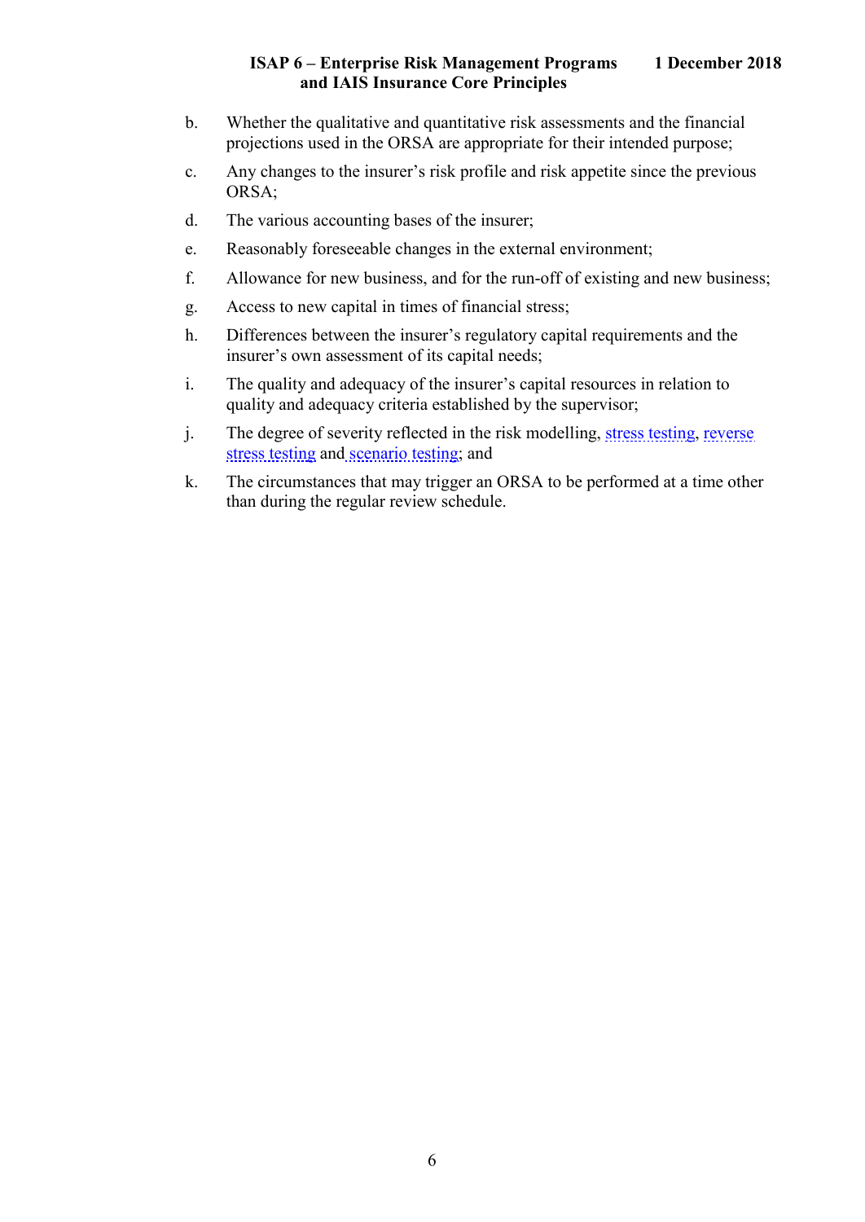b. Whether the qualitative and quantitative risk assessments and the financial projections used in the ORSA are appropriate for their intended purpose;

c. Any changes to the insurer's risk profile and risk appetite since the previous ORSA;

d. The various accounting bases of the insurer;

e. Reasonably foreseeable changes in the external environment;

f. Allowance for new business, and for the run-off of existing and new business;

g. Access to new capital in times of financial stress;

h. Differences between the insurer's regulatory capital requirements and the insurer's own assessment of its capital needs;

i. The quality and adequacy of the insurer's capital resources in relation to quality and adequacy criteria established by the supervisor;

j. The degree of severity reflected in the risk modelling, stress testing, reverse stress testing and scenario testing; and

k. The circumstances that may trigger an ORSA to be performed at a time other than during the regular review schedule.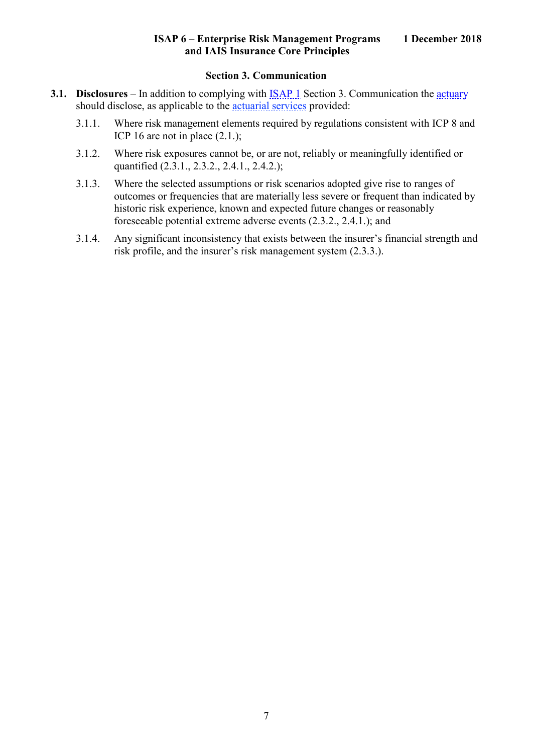## Section 3. Communication

**3.1. Disclosures** – In addition to complying with ISAP 1 Section 3. Communication the actuary should disclose, as applicable to the actuarial services provided:

3.1.1. Where risk management elements required by regulations consistent with ICP 8 and ICP 16 are not in place (2.1.);

3.1.2. Where risk exposures cannot be, or are not, reliably or meaningfully identified or quantified (2.3.1., 2.3.2., 2.4.1., 2.4.2.);

3.1.3. Where the selected assumptions or risk scenarios adopted give rise to ranges of outcomes or frequencies that are materially less severe or frequent than indicated by historic risk experience, known and expected future changes or reasonably foreseeable potential extreme adverse events (2.3.2., 2.4.1.); and

3.1.4. Any significant inconsistency that exists between the insurer's financial strength and risk profile, and the insurer's risk management system (2.3.3.).